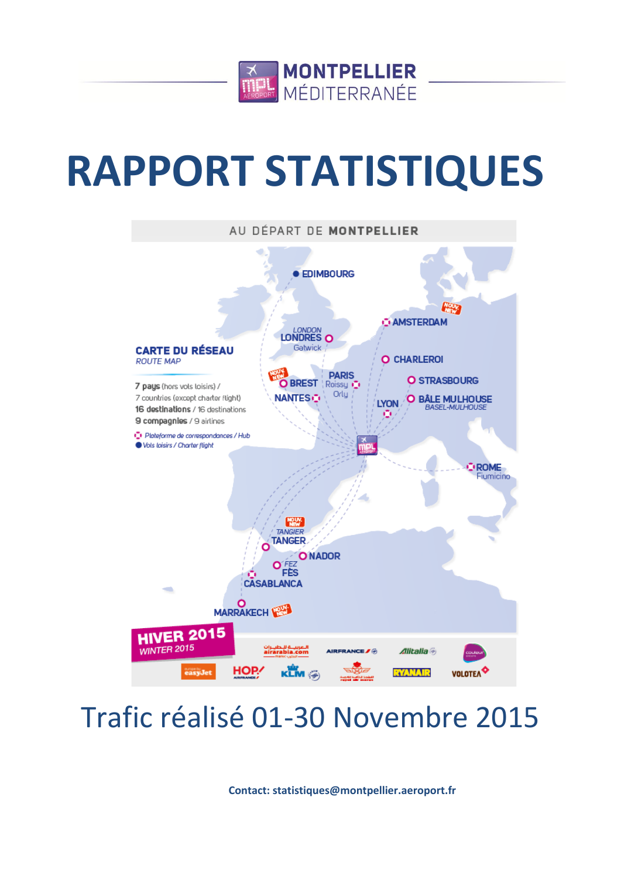MONTPELLIER MÉDITERRANÉE

# RAPPORT STATISTIQUES

AU DÉPART DE **MONTPELLIER**

**CARTE DU RÉSEAU**
*ROUTE MAP*

**7 pays** (hors vols loisirs) / 7 countries (except charter flight)
**16 destinations** / 16 destinations
**9 compagnies** / 9 airlines

*Plateforme de correspondances / Hub*
*Vols loisirs / Charter flight*

EDIMBOURG
LONDRES (LONDON) Gatwick
AMSTERDAM (NOUV. NEW)
CHARLEROI
BREST (NOUV. NEW)
PARIS Roissy Orly
NANTES
STRASBOURG
LYON
BÂLE MULHOUSE (BASEL-MULHOUSE)
ROME Fiumicino
TANGER (TANGIER) (NOUV. NEW)
NADOR
FÈS (FEZ)
CASABLANCA
MARRAKECH (NOUV. NEW)

**HIVER 2015**
*WINTER 2015*

airarabia.com, AIRFRANCE, Alitalia, easyJet, HOP!, KLM, royal air maroc, RYANAIR, VOLOTEA

# Trafic réalisé 01-30 Novembre 2015

**Contact: statistiques@montpellier.aeroport.fr**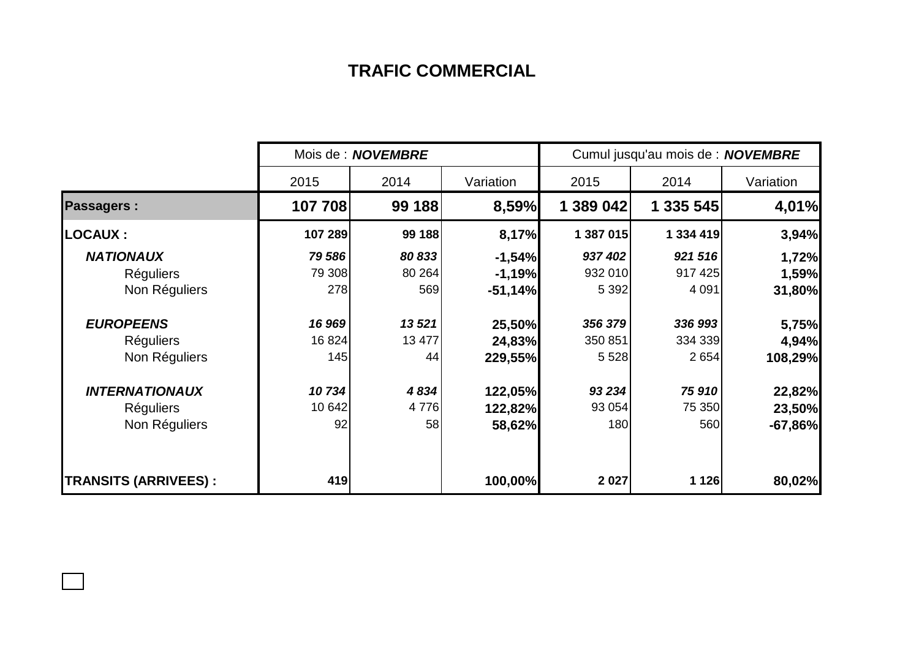# TRAFIC COMMERCIAL

| | Mois de : ***NOVEMBRE*** | | | Cumul jusqu'au mois de : ***NOVEMBRE*** | | |
|---|---|---|---|---|---|---|
| | 2015 | 2014 | Variation | 2015 | 2014 | Variation |
| **Passagers :** | **107 708** | **99 188** | **8,59%** | **1 389 042** | **1 335 545** | **4,01%** |
| **LOCAUX :** | **107 289** | **99 188** | **8,17%** | **1 387 015** | **1 334 419** | **3,94%** |
| ***NATIONAUX*** | ***79 586*** | ***80 833*** | **-1,54%** | ***937 402*** | ***921 516*** | **1,72%** |
| Réguliers | 79 308 | 80 264 | **-1,19%** | 932 010 | 917 425 | **1,59%** |
| Non Réguliers | 278 | 569 | **-51,14%** | 5 392 | 4 091 | **31,80%** |
| ***EUROPEENS*** | ***16 969*** | ***13 521*** | **25,50%** | ***356 379*** | ***336 993*** | **5,75%** |
| Réguliers | 16 824 | 13 477 | **24,83%** | 350 851 | 334 339 | **4,94%** |
| Non Réguliers | 145 | 44 | **229,55%** | 5 528 | 2 654 | **108,29%** |
| ***INTERNATIONAUX*** | ***10 734*** | ***4 834*** | **122,05%** | ***93 234*** | ***75 910*** | **22,82%** |
| Réguliers | 10 642 | 4 776 | **122,82%** | 93 054 | 75 350 | **23,50%** |
| Non Réguliers | 92 | 58 | **58,62%** | 180 | 560 | **-67,86%** |
| **TRANSITS (ARRIVEES) :** | **419** | | **100,00%** | **2 027** | **1 126** | **80,02%** |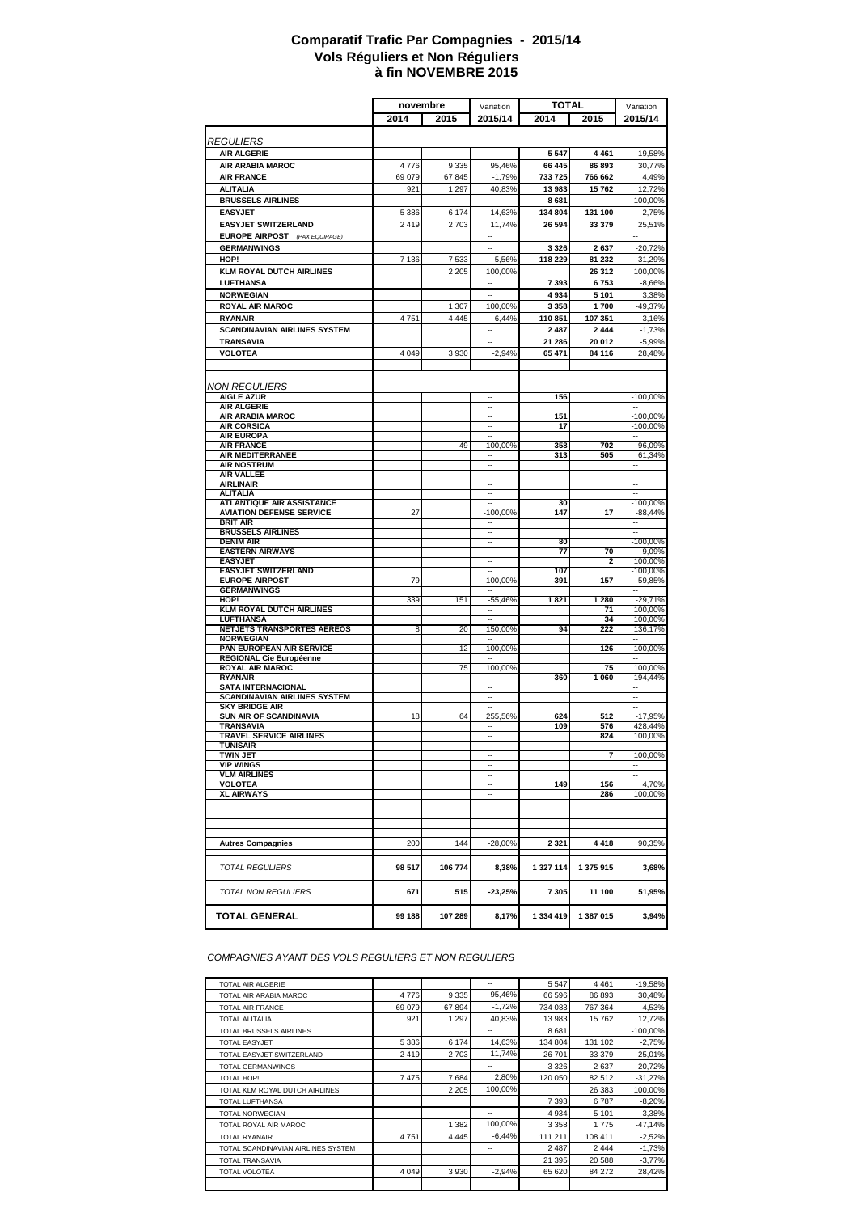# Comparatif Trafic Par Compagnies - 2015/14
## Vols Réguliers et Non Réguliers
## à fin NOVEMBRE 2015

| | novembre | | Variation | TOTAL | | Variation |
|---|---|---|---|---|---|---|
| | 2014 | 2015 | 2015/14 | 2014 | 2015 | 2015/14 |
| *REGULIERS* | | | | | | |
| **AIR ALGERIE** | | | -- | **5 547** | **4 461** | -19,58% |
| **AIR ARABIA MAROC** | 4 776 | 9 335 | 95,46% | **66 445** | **86 893** | 30,77% |
| **AIR FRANCE** | 69 079 | 67 845 | -1,79% | **733 725** | **766 662** | 4,49% |
| **ALITALIA** | 921 | 1 297 | 40,83% | **13 983** | **15 762** | 12,72% |
| **BRUSSELS AIRLINES** | | | -- | **8 681** | | -100,00% |
| **EASYJET** | 5 386 | 6 174 | 14,63% | **134 804** | **131 100** | -2,75% |
| **EASYJET SWITZERLAND** | 2 419 | 2 703 | 11,74% | **26 594** | **33 379** | 25,51% |
| **EUROPE AIRPOST** *(PAX EQUIPAGE)* | | | -- | | | -- |
| **GERMANWINGS** | | | -- | **3 326** | **2 637** | -20,72% |
| **HOP!** | 7 136 | 7 533 | 5,56% | **118 229** | **81 232** | -31,29% |
| **KLM ROYAL DUTCH AIRLINES** | | 2 205 | 100,00% | | **26 312** | 100,00% |
| **LUFTHANSA** | | | -- | **7 393** | **6 753** | -8,66% |
| **NORWEGIAN** | | | -- | **4 934** | **5 101** | 3,38% |
| **ROYAL AIR MAROC** | | 1 307 | 100,00% | **3 358** | **1 700** | -49,37% |
| **RYANAIR** | 4 751 | 4 445 | -6,44% | **110 851** | **107 351** | -3,16% |
| **SCANDINAVIAN AIRLINES SYSTEM** | | | -- | **2 487** | **2 444** | -1,73% |
| **TRANSAVIA** | | | -- | **21 286** | **20 012** | -5,99% |
| **VOLOTEA** | 4 049 | 3 930 | -2,94% | **65 471** | **84 116** | 28,48% |
| *NON REGULIERS* | | | | | | |
| **AIGLE AZUR** | | | -- | **156** | | -100,00% |
| **AIR ALGERIE** | | | -- | | | |
| **AIR ARABIA MAROC** | | | -- | **151** | | -100,00% |
| **AIR CORSICA** | | | -- | **17** | | -100,00% |
| **AIR EUROPA** | | | -- | | | -- |
| **AIR FRANCE** | | 49 | 100,00% | **358** | **702** | 96,09% |
| **AIR MEDITERRANEE** | | | -- | **313** | **505** | 61,34% |
| **AIR NOSTRUM** | | | -- | | | -- |
| **AIR VALLEE** | | | -- | | | -- |
| **AIRLINAIR** | | | -- | | | -- |
| **ALITALIA** | | | -- | | | -- |
| **ATLANTIQUE AIR ASSISTANCE** | | | -- | **30** | | -100,00% |
| **AVIATION DEFENSE SERVICE** | 27 | | -100,00% | **147** | **17** | -88,44% |
| **BRIT AIR** | | | -- | | | -- |
| **BRUSSELS AIRLINES** | | | -- | | | -- |
| **DENIM AIR** | | | -- | **80** | | -100,00% |
| **EASTERN AIRWAYS** | | | -- | **77** | **70** | -9,09% |
| **EASYJET** | | | -- | | **2** | 100,00% |
| **EASYJET SWITZERLAND** | | | -- | **107** | | -100,00% |
| **EUROPE AIRPOST** | 79 | | -100,00% | **391** | **157** | -59,85% |
| **GERMANWINGS** | | | -- | | | -- |
| **HOP!** | 339 | 151 | -55,46% | **1 821** | **1 280** | -29,71% |
| **KLM ROYAL DUTCH AIRLINES** | | | -- | | **71** | 100,00% |
| **LUFTHANSA** | | | -- | | **34** | 100,00% |
| **NETJETS TRANSPORTES AEREOS** | 8 | 20 | 150,00% | **94** | **222** | 136,17% |
| **NORWEGIAN** | | | -- | | | -- |
| **PAN EUROPEAN AIR SERVICE** | | 12 | 100,00% | | **126** | 100,00% |
| **REGIONAL Cie Européenne** | | | -- | | | -- |
| **ROYAL AIR MAROC** | | 75 | 100,00% | | **75** | 100,00% |
| **RYANAIR** | | | -- | **360** | **1 060** | 194,44% |
| **SATA INTERNACIONAL** | | | -- | | | -- |
| **SCANDINAVIAN AIRLINES SYSTEM** | | | -- | | | -- |
| **SKY BRIDGE AIR** | | | -- | | | -- |
| **SUN AIR OF SCANDINAVIA** | 18 | 64 | 255,56% | **624** | **512** | -17,95% |
| **TRANSAVIA** | | | -- | **109** | **576** | 428,44% |
| **TRAVEL SERVICE AIRLINES** | | | -- | | **824** | 100,00% |
| **TUNISAIR** | | | -- | | | -- |
| **TWIN JET** | | | -- | | **7** | 100,00% |
| **VIP WINGS** | | | -- | | | -- |
| **VLM AIRLINES** | | | -- | | | -- |
| **VOLOTEA** | | | -- | **149** | **156** | 4,70% |
| **XL AIRWAYS** | | | -- | | **286** | 100,00% |
| **Autres Compagnies** | 200 | 144 | -28,00% | **2 321** | **4 418** | 90,35% |
| *TOTAL REGULIERS* | **98 517** | **106 774** | **8,38%** | **1 327 114** | **1 375 915** | **3,68%** |
| *TOTAL NON REGULIERS* | **671** | **515** | **-23,25%** | **7 305** | **11 100** | **51,95%** |
| **TOTAL GENERAL** | **99 188** | **107 289** | **8,17%** | **1 334 419** | **1 387 015** | **3,94%** |

*COMPAGNIES AYANT DES VOLS REGULIERS ET NON REGULIERS*

| | | | | | | |
|---|---|---|---|---|---|---|
| TOTAL AIR ALGERIE | | | -- | 5 547 | 4 461 | -19,58% |
| TOTAL AIR ARABIA MAROC | 4 776 | 9 335 | 95,46% | 66 596 | 86 893 | 30,48% |
| TOTAL AIR FRANCE | 69 079 | 67 894 | -1,72% | 734 083 | 767 364 | 4,53% |
| TOTAL ALITALIA | 921 | 1 297 | 40,83% | 13 983 | 15 762 | 12,72% |
| TOTAL BRUSSELS AIRLINES | | | -- | 8 681 | | -100,00% |
| TOTAL EASYJET | 5 386 | 6 174 | 14,63% | 134 804 | 131 102 | -2,75% |
| TOTAL EASYJET SWITZERLAND | 2 419 | 2 703 | 11,74% | 26 701 | 33 379 | 25,01% |
| TOTAL GERMANWINGS | | | -- | 3 326 | 2 637 | -20,72% |
| TOTAL HOP! | 7 475 | 7 684 | 2,80% | 120 050 | 82 512 | -31,27% |
| TOTAL KLM ROYAL DUTCH AIRLINES | | 2 205 | 100,00% | | 26 383 | 100,00% |
| TOTAL LUFTHANSA | | | -- | 7 393 | 6 787 | -8,20% |
| TOTAL NORWEGIAN | | | -- | 4 934 | 5 101 | 3,38% |
| TOTAL ROYAL AIR MAROC | | 1 382 | 100,00% | 3 358 | 1 775 | -47,14% |
| TOTAL RYANAIR | 4 751 | 4 445 | -6,44% | 111 211 | 108 411 | -2,52% |
| TOTAL SCANDINAVIAN AIRLINES SYSTEM | | | -- | 2 487 | 2 444 | -1,73% |
| TOTAL TRANSAVIA | | | -- | 21 395 | 20 588 | -3,77% |
| TOTAL VOLOTEA | 4 049 | 3 930 | -2,94% | 65 620 | 84 272 | 28,42% |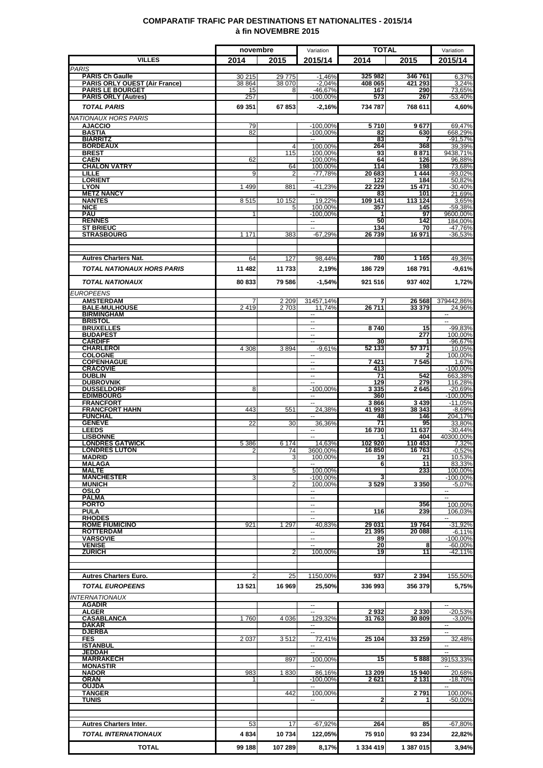# COMPARATIF TRAFIC PAR DESTINATIONS ET NATIONALITES - 2015/14
## à fin NOVEMBRE 2015

| VILLES | novembre 2014 | novembre 2015 | Variation 2015/14 | TOTAL 2014 | TOTAL 2015 | Variation 2015/14 |
|---|---|---|---|---|---|---|
| *PARIS* | | | | | | |
| **PARIS Ch Gaulle** | 30 215 | 29 775 | -1,46% | 325 982 | 346 761 | 6,37% |
| **PARIS ORLY OUEST (Air France)** | 38 864 | 38 070 | -2,04% | 408 065 | 421 293 | 3,24% |
| **PARIS LE BOURGET** | 15 | 8 | -46,67% | 167 | 290 | 73,65% |
| **PARIS ORLY (Autres)** | 257 | | -100,00% | 573 | 267 | -53,40% |
| ***TOTAL PARIS*** | **69 351** | **67 853** | **-2,16%** | **734 787** | **768 611** | **4,60%** |
| *NATIONAUX HORS PARIS* | | | | | | |
| **AJACCIO** | 79 | | -100,00% | 5 710 | 9 677 | 69,47% |
| **BASTIA** | 82 | | -100,00% | 82 | 630 | 668,29% |
| **BIARRITZ** | | | -- | 83 | 7 | -91,57% |
| **BORDEAUX** | | 4 | 100,00% | 264 | 368 | 39,39% |
| **BREST** | | 115 | 100,00% | 93 | 8 871 | 9438,71% |
| **CAEN** | 62 | | -100,00% | 64 | 126 | 96,88% |
| **CHALON VATRY** | | 64 | 100,00% | 114 | 198 | 73,68% |
| **LILLE** | 9 | 2 | -77,78% | 20 683 | 1 444 | -93,02% |
| **LORIENT** | | | -- | 122 | 184 | 50,82% |
| **LYON** | 1 499 | 881 | -41,23% | 22 229 | 15 471 | -30,40% |
| **METZ NANCY** | | | -- | 83 | 101 | 21,69% |
| **NANTES** | 8 515 | 10 152 | 19,22% | 109 141 | 113 124 | 3,65% |
| **NICE** | | 5 | 100,00% | 357 | 145 | -59,38% |
| **PAU** | 1 | | -100,00% | 1 | 97 | 9600,00% |
| **RENNES** | | | -- | 50 | 142 | 184,00% |
| **ST BRIEUC** | | | -- | 134 | 70 | -47,76% |
| **STRASBOURG** | 1 171 | 383 | -67,29% | 26 739 | 16 971 | -36,53% |
| **Autres Charters Nat.** | 64 | 127 | 98,44% | 780 | 1 165 | 49,36% |
| ***TOTAL NATIONAUX HORS PARIS*** | **11 482** | **11 733** | **2,19%** | **186 729** | **168 791** | **-9,61%** |
| ***TOTAL NATIONAUX*** | **80 833** | **79 586** | **-1,54%** | **921 516** | **937 402** | **1,72%** |
| *EUROPEENS* | | | | | | |
| **AMSTERDAM** | 7 | 2 209 | 31457,14% | 7 | 26 568 | 379442,86% |
| **BALE-MULHOUSE** | 2 419 | 2 703 | 11,74% | 26 711 | 33 379 | 24,96% |
| **BIRMINGHAM** | | | -- | | | -- |
| **BRISTOL** | | | -- | | | -- |
| **BRUXELLES** | | | -- | 8 740 | 15 | -99,83% |
| **BUDAPEST** | | | -- | | 277 | 100,00% |
| **CARDIFF** | | | -- | 30 | 1 | -96,67% |
| **CHARLEROI** | 4 308 | 3 894 | -9,61% | 52 133 | 57 371 | 10,05% |
| **COLOGNE** | | | -- | | 2 | 100,00% |
| **COPENHAGUE** | | | -- | 7 421 | 7 545 | 1,67% |
| **CRACOVIE** | | | -- | 413 | | -100,00% |
| **DUBLIN** | | | -- | 71 | 542 | 663,38% |
| **DUBROVNIK** | | | -- | 129 | 279 | 116,28% |
| **DUSSELDORF** | 8 | | -100,00% | 3 335 | 2 645 | -20,69% |
| **EDIMBOURG** | | | -- | 360 | | -100,00% |
| **FRANCFORT** | | | -- | 3 866 | 3 439 | -11,05% |
| **FRANCFORT HAHN** | 443 | 551 | 24,38% | 41 993 | 38 343 | -8,69% |
| **FUNCHAL** | | | -- | 48 | 146 | 204,17% |
| **GENEVE** | 22 | 30 | 36,36% | 71 | 95 | 33,80% |
| **LEEDS** | | | -- | 16 730 | 11 637 | -30,44% |
| **LISBONNE** | | | -- | 1 | 404 | 40300,00% |
| **LONDRES GATWICK** | 5 386 | 6 174 | 14,63% | 102 920 | 110 453 | 7,32% |
| **LONDRES LUTON** | 2 | 74 | 3600,00% | 16 850 | 16 763 | -0,52% |
| **MADRID** | | 3 | 100,00% | 19 | 21 | 10,53% |
| **MALAGA** | | | -- | 6 | 11 | 83,33% |
| **MALTE** | | 5 | 100,00% | | 233 | 100,00% |
| **MANCHESTER** | 3 | | -100,00% | 3 | | -100,00% |
| **MUNICH** | | 2 | 100,00% | 3 529 | 3 350 | -5,07% |
| **OSLO** | | | -- | | | -- |
| **PALMA** | | | -- | | | -- |
| **PORTO** | | | -- | | 356 | 100,00% |
| **PULA** | | | -- | 116 | 239 | 106,03% |
| **RHODES** | | | -- | | | -- |
| **ROME FIUMICINO** | 921 | 1 297 | 40,83% | 29 031 | 19 764 | -31,92% |
| **ROTTERDAM** | | | -- | 21 395 | 20 088 | -6,11% |
| **VARSOVIE** | | | -- | 89 | | -100,00% |
| **VENISE** | | | -- | 20 | 8 | -60,00% |
| **ZURICH** | | 2 | 100,00% | 19 | 11 | -42,11% |
| **Autres Charters Euro.** | 2 | 25 | 1150,00% | 937 | 2 394 | 155,50% |
| ***TOTAL EUROPEENS*** | **13 521** | **16 969** | **25,50%** | **336 993** | **356 379** | **5,75%** |
| *INTERNATIONAUX* | | | | | | |
| **AGADIR** | | | -- | | | -- |
| **ALGER** | | | -- | 2 932 | 2 330 | -20,53% |
| **CASABLANCA** | 1 760 | 4 036 | 129,32% | 31 763 | 30 809 | -3,00% |
| **DAKAR** | | | -- | | | -- |
| **DJERBA** | | | -- | | | -- |
| **FES** | 2 037 | 3 512 | 72,41% | 25 104 | 33 259 | 32,48% |
| **ISTANBUL** | | | -- | | | -- |
| **JEDDAH** | | | -- | | | -- |
| **MARRAKECH** | | 897 | 100,00% | 15 | 5 888 | 39153,33% |
| **MONASTIR** | | | -- | | | -- |
| **NADOR** | 983 | 1 830 | 86,16% | 13 209 | 15 940 | 20,68% |
| **ORAN** | 1 | | -100,00% | 2 621 | 2 131 | -18,70% |
| **OUJDA** | | | -- | | | -- |
| **TANGER** | | 442 | 100,00% | | 2 791 | 100,00% |
| **TUNIS** | | | -- | 2 | 1 | -50,00% |
| **Autres Charters Inter.** | 53 | 17 | -67,92% | 264 | 85 | -67,80% |
| ***TOTAL INTERNATIONAUX*** | **4 834** | **10 734** | **122,05%** | **75 910** | **93 234** | **22,82%** |
| **TOTAL** | **99 188** | **107 289** | **8,17%** | **1 334 419** | **1 387 015** | **3,94%** |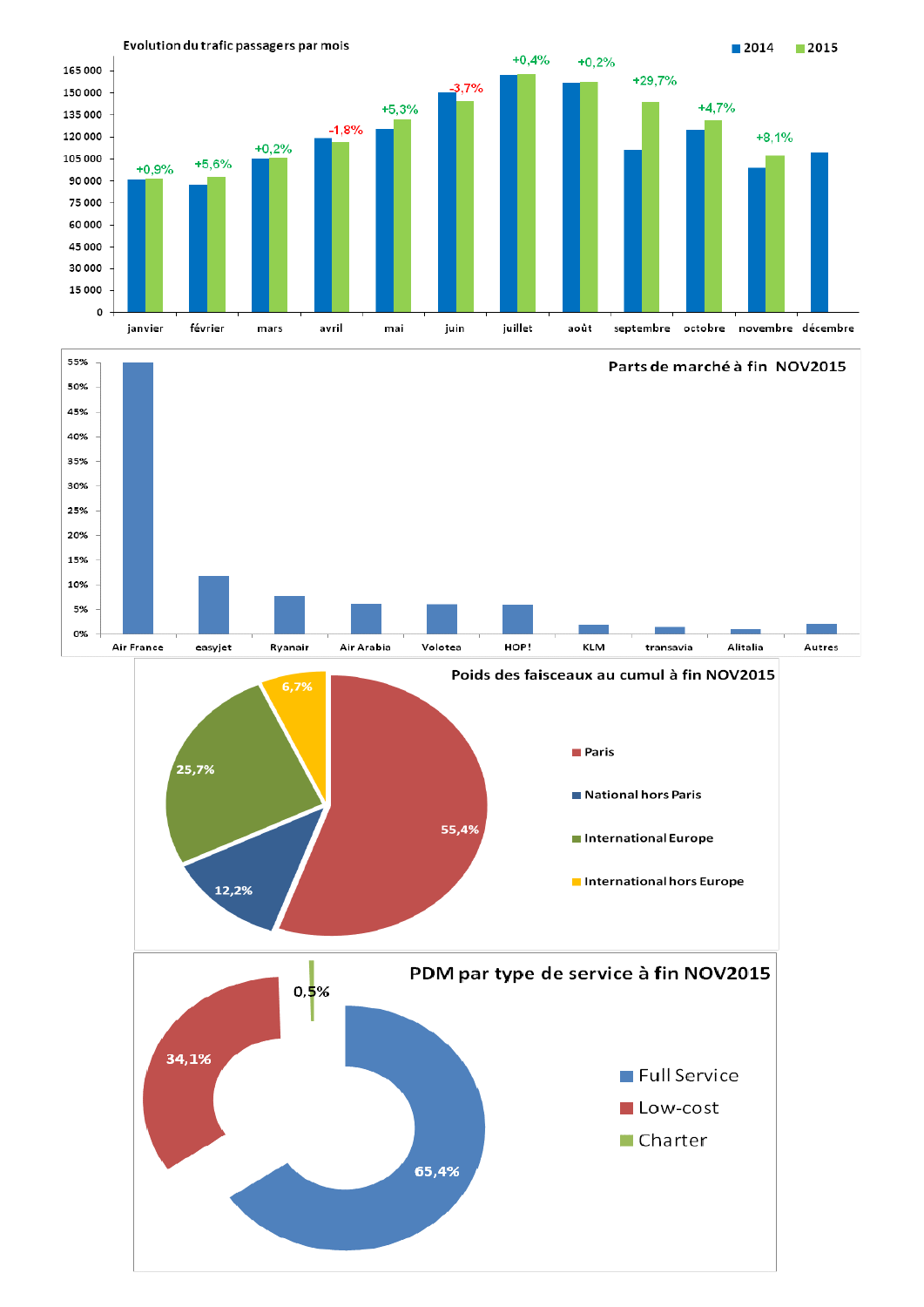Evolution du trafic passagers par mois

2014 | 2015

165 000
150 000
135 000
120 000
105 000
90 000
75 000
60 000
45 000
30 000
15 000
0

janvier +0,9%
février +5,6%
mars +0,2%
avril -1,8%
mai +5,3%
juin -3,7%
juillet +0,4%
août +0,2%
septembre +29,7%
octobre +4,7%
novembre +8,1%
décembre

Parts de marché à fin NOV2015

55%
50%
45%
40%
35%
30%
25%
20%
15%
10%
5%
0%

Air France
easyjet
Ryanair
Air Arabia
Volotea
HOP!
KLM
transavia
Alitalia
Autres

Poids des faisceaux au cumul à fin NOV2015

Paris 55,4%
National hors Paris 12,2%
International Europe 25,7%
International hors Europe 6,7%

PDM par type de service à fin NOV2015

Full Service 65,4%
Low-cost 34,1%
Charter 0,5%